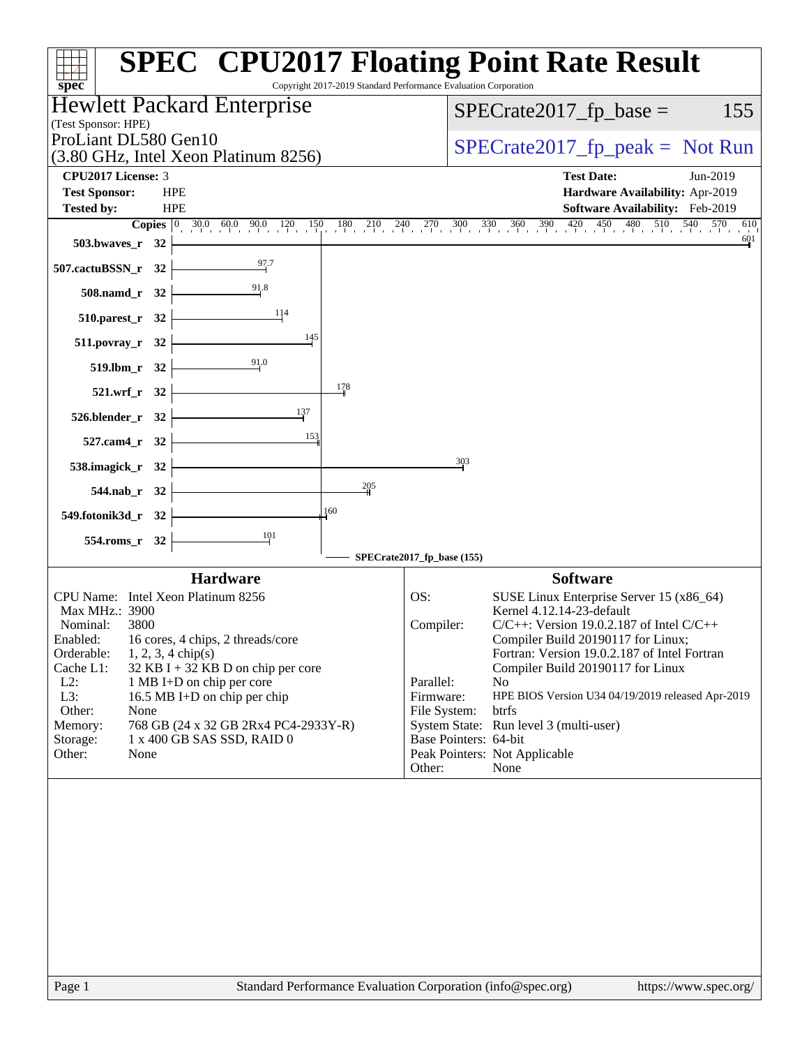# SPEC CPU2017 Floating Point Rate Result

Copyright 2017-2019 Standard Performance Evaluation Corporation

**Hewlett Packard Enterprise**
(Test Sponsor: HPE)

**ProLiant DL580 Gen10**
(3.80 GHz, Intel Xeon Platinum 8256)

SPECrate2017_fp_base = 155

SPECrate2017_fp_peak = Not Run

| | | | |
|---|---|---|---|
| **CPU2017 License:** | 3 | **Test Date:** | Jun-2019 |
| **Test Sponsor:** | HPE | **Hardware Availability:** | Apr-2019 |
| **Tested by:** | HPE | **Software Availability:** | Feb-2019 |

| Benchmark | Copies | SPECrate2017_fp_base |
|---|---|---|
| 503.bwaves_r | 32 | 601 |
| 507.cactuBSSN_r | 32 | 97.7 |
| 508.namd_r | 32 | 91.8 |
| 510.parest_r | 32 | 114 |
| 511.povray_r | 32 | 145 |
| 519.lbm_r | 32 | 91.0 |
| 521.wrf_r | 32 | 178 |
| 526.blender_r | 32 | 137 |
| 527.cam4_r | 32 | 153 |
| 538.imagick_r | 32 | 303 |
| 544.nab_r | 32 | 205 |
| 549.fotonik3d_r | 32 | 160 |
| 554.roms_r | 32 | 101 |

SPECrate2017_fp_base (155)

## Hardware

| | |
|---|---|
| CPU Name: | Intel Xeon Platinum 8256 |
| Max MHz.: | 3900 |
| Nominal: | 3800 |
| Enabled: | 16 cores, 4 chips, 2 threads/core |
| Orderable: | 1, 2, 3, 4 chip(s) |
| Cache L1: | 32 KB I + 32 KB D on chip per core |
| L2: | 1 MB I+D on chip per core |
| L3: | 16.5 MB I+D on chip per chip |
| Other: | None |
| Memory: | 768 GB (24 x 32 GB 2Rx4 PC4-2933Y-R) |
| Storage: | 1 x 400 GB SAS SSD, RAID 0 |
| Other: | None |

## Software

| | |
|---|---|
| OS: | SUSE Linux Enterprise Server 15 (x86_64) Kernel 4.12.14-23-default |
| Compiler: | C/C++: Version 19.0.2.187 of Intel C/C++ Compiler Build 20190117 for Linux; Fortran: Version 19.0.2.187 of Intel Fortran Compiler Build 20190117 for Linux |
| Parallel: | No |
| Firmware: | HPE BIOS Version U34 04/19/2019 released Apr-2019 |
| File System: | btrfs |
| System State: | Run level 3 (multi-user) |
| Base Pointers: | 64-bit |
| Peak Pointers: | Not Applicable |
| Other: | None |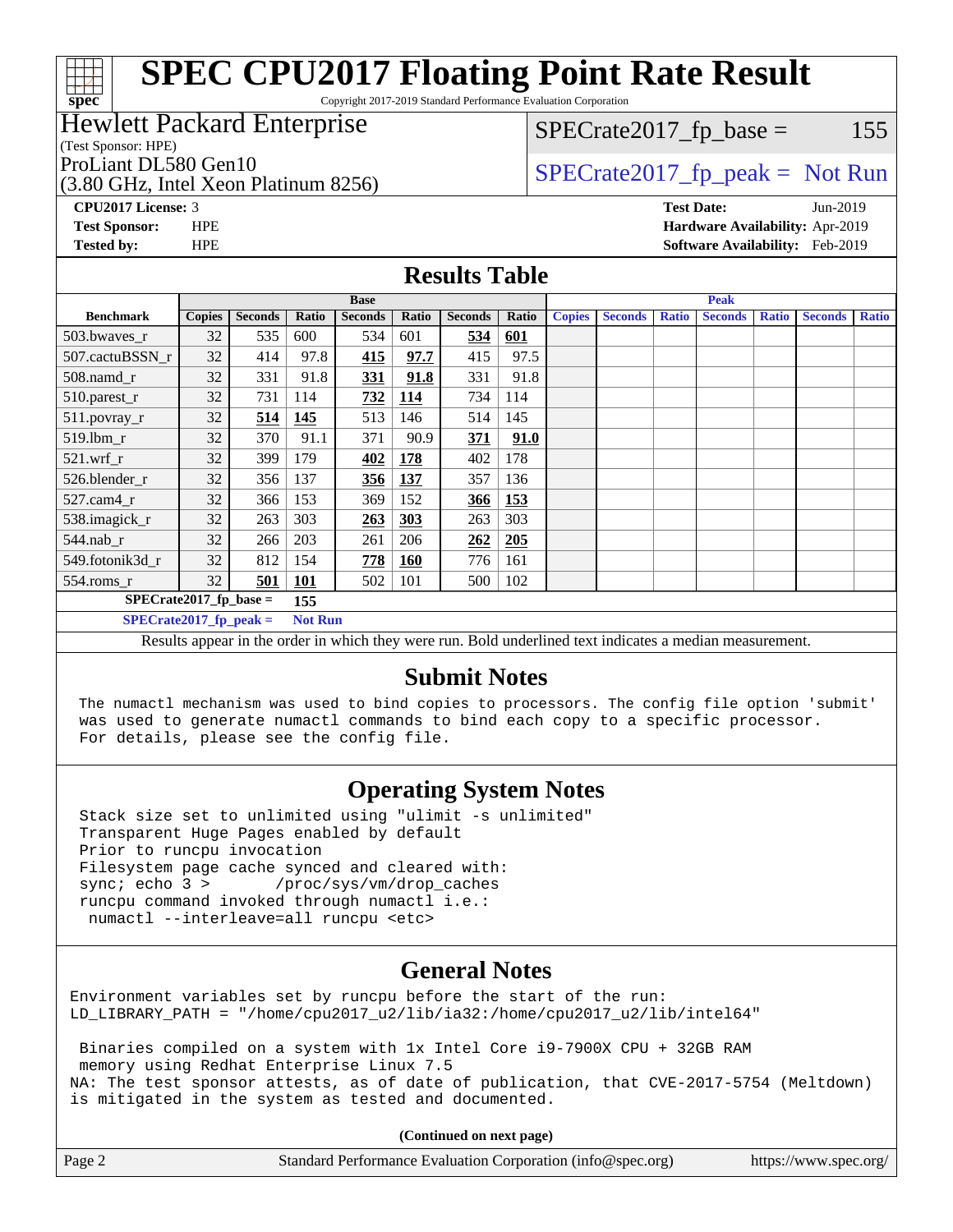# SPEC CPU2017 Floating Point Rate Result

Copyright 2017-2019 Standard Performance Evaluation Corporation

**Hewlett Packard Enterprise**
(Test Sponsor: HPE)
ProLiant DL580 Gen10
(3.80 GHz, Intel Xeon Platinum 8256)

SPECrate2017_fp_base = 155

SPECrate2017_fp_peak = Not Run

**CPU2017 License:** 3
**Test Sponsor:** HPE
**Tested by:** HPE

**Test Date:** Jun-2019
**Hardware Availability:** Apr-2019
**Software Availability:** Feb-2019

## Results Table

| Benchmark | Base | | | | | | | Peak | | | | | | |
|---|---|---|---|---|---|---|---|---|---|---|---|---|---|---|
| | Copies | Seconds | Ratio | Seconds | Ratio | Seconds | Ratio | Copies | Seconds | Ratio | Seconds | Ratio | Seconds | Ratio |
| 503.bwaves_r | 32 | 535 | 600 | 534 | 601 | **534** | **601** | | | | | | | |
| 507.cactuBSSN_r | 32 | 414 | 97.8 | **415** | **97.7** | 415 | 97.5 | | | | | | | |
| 508.namd_r | 32 | 331 | 91.8 | **331** | **91.8** | 331 | 91.8 | | | | | | | |
| 510.parest_r | 32 | 731 | 114 | **732** | **114** | 734 | 114 | | | | | | | |
| 511.povray_r | 32 | **514** | **145** | 513 | 146 | 514 | 145 | | | | | | | |
| 519.lbm_r | 32 | 370 | 91.1 | 371 | 90.9 | **371** | **91.0** | | | | | | | |
| 521.wrf_r | 32 | 399 | 179 | **402** | **178** | 402 | 178 | | | | | | | |
| 526.blender_r | 32 | 356 | 137 | **356** | **137** | 357 | 136 | | | | | | | |
| 527.cam4_r | 32 | 366 | 153 | 369 | 152 | **366** | **153** | | | | | | | |
| 538.imagick_r | 32 | 263 | 303 | **263** | **303** | 263 | 303 | | | | | | | |
| 544.nab_r | 32 | 266 | 203 | 261 | 206 | **262** | **205** | | | | | | | |
| 549.fotonik3d_r | 32 | 812 | 154 | **778** | **160** | 776 | 161 | | | | | | | |
| 554.roms_r | 32 | **501** | **101** | 502 | 101 | 500 | 102 | | | | | | | |

**SPECrate2017_fp_base = 155**

**SPECrate2017_fp_peak = Not Run**

Results appear in the order in which they were run. Bold underlined text indicates a median measurement.

## Submit Notes

```
The numactl mechanism was used to bind copies to processors. The config file option 'submit'
was used to generate numactl commands to bind each copy to a specific processor.
For details, please see the config file.
```

## Operating System Notes

```
Stack size set to unlimited using "ulimit -s unlimited"
Transparent Huge Pages enabled by default
Prior to runcpu invocation
Filesystem page cache synced and cleared with:
sync; echo 3 >       /proc/sys/vm/drop_caches
runcpu command invoked through numactl i.e.:
 numactl --interleave=all runcpu <etc>
```

## General Notes

```
Environment variables set by runcpu before the start of the run:
LD_LIBRARY_PATH = "/home/cpu2017_u2/lib/ia32:/home/cpu2017_u2/lib/intel64"

 Binaries compiled on a system with 1x Intel Core i9-7900X CPU + 32GB RAM
 memory using Redhat Enterprise Linux 7.5
NA: The test sponsor attests, as of date of publication, that CVE-2017-5754 (Meltdown)
is mitigated in the system as tested and documented.
```

**(Continued on next page)**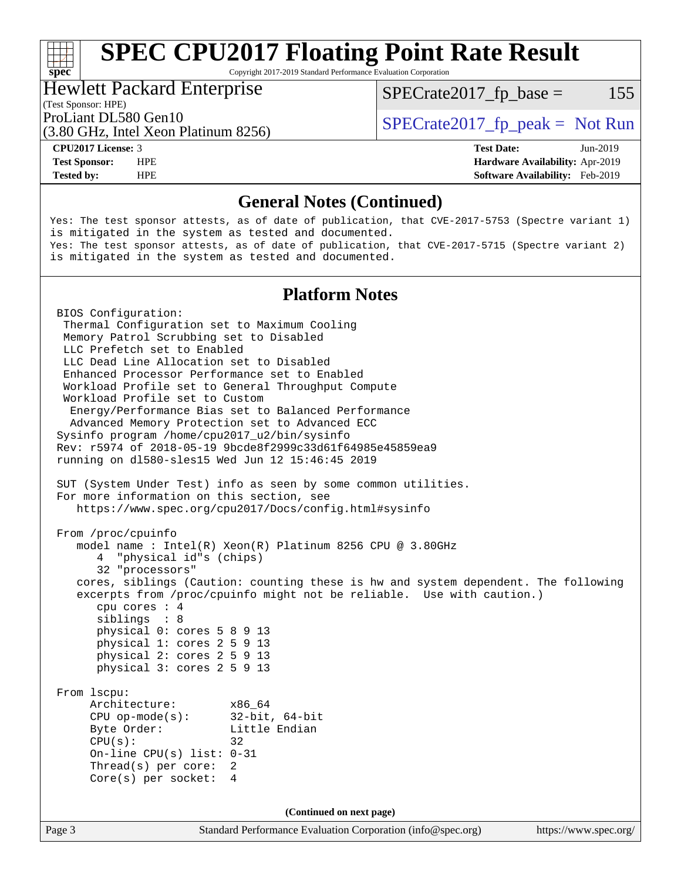# SPEC CPU2017 Floating Point Rate Result

Copyright 2017-2019 Standard Performance Evaluation Corporation

**Hewlett Packard Enterprise**
(Test Sponsor: HPE)

ProLiant DL580 Gen10
(3.80 GHz, Intel Xeon Platinum 8256)

SPECrate2017_fp_base = 155

SPECrate2017_fp_peak = Not Run

| | | | |
|---|---|---|---|
| **CPU2017 License:** | 3 | **Test Date:** | Jun-2019 |
| **Test Sponsor:** | HPE | **Hardware Availability:** | Apr-2019 |
| **Tested by:** | HPE | **Software Availability:** | Feb-2019 |

## General Notes (Continued)

```
Yes: The test sponsor attests, as of date of publication, that CVE-2017-5753 (Spectre variant 1)
is mitigated in the system as tested and documented.
Yes: The test sponsor attests, as of date of publication, that CVE-2017-5715 (Spectre variant 2)
is mitigated in the system as tested and documented.
```

## Platform Notes

```
BIOS Configuration:
 Thermal Configuration set to Maximum Cooling
 Memory Patrol Scrubbing set to Disabled
 LLC Prefetch set to Enabled
 LLC Dead Line Allocation set to Disabled
 Enhanced Processor Performance set to Enabled
 Workload Profile set to General Throughput Compute
 Workload Profile set to Custom
  Energy/Performance Bias set to Balanced Performance
  Advanced Memory Protection set to Advanced ECC
Sysinfo program /home/cpu2017_u2/bin/sysinfo
Rev: r5974 of 2018-05-19 9bcde8f2999c33d61f64985e45859ea9
running on dl580-sles15 Wed Jun 12 15:46:45 2019

SUT (System Under Test) info as seen by some common utilities.
For more information on this section, see
   https://www.spec.org/cpu2017/Docs/config.html#sysinfo

From /proc/cpuinfo
   model name : Intel(R) Xeon(R) Platinum 8256 CPU @ 3.80GHz
      4  "physical id"s (chips)
      32 "processors"
   cores, siblings (Caution: counting these is hw and system dependent. The following
   excerpts from /proc/cpuinfo might not be reliable.  Use with caution.)
      cpu cores : 4
      siblings  : 8
      physical 0: cores 5 8 9 13
      physical 1: cores 2 5 9 13
      physical 2: cores 2 5 9 13
      physical 3: cores 2 5 9 13

From lscpu:
     Architecture:        x86_64
     CPU op-mode(s):      32-bit, 64-bit
     Byte Order:          Little Endian
     CPU(s):              32
     On-line CPU(s) list: 0-31
     Thread(s) per core:  2
     Core(s) per socket:  4
```

(Continued on next page)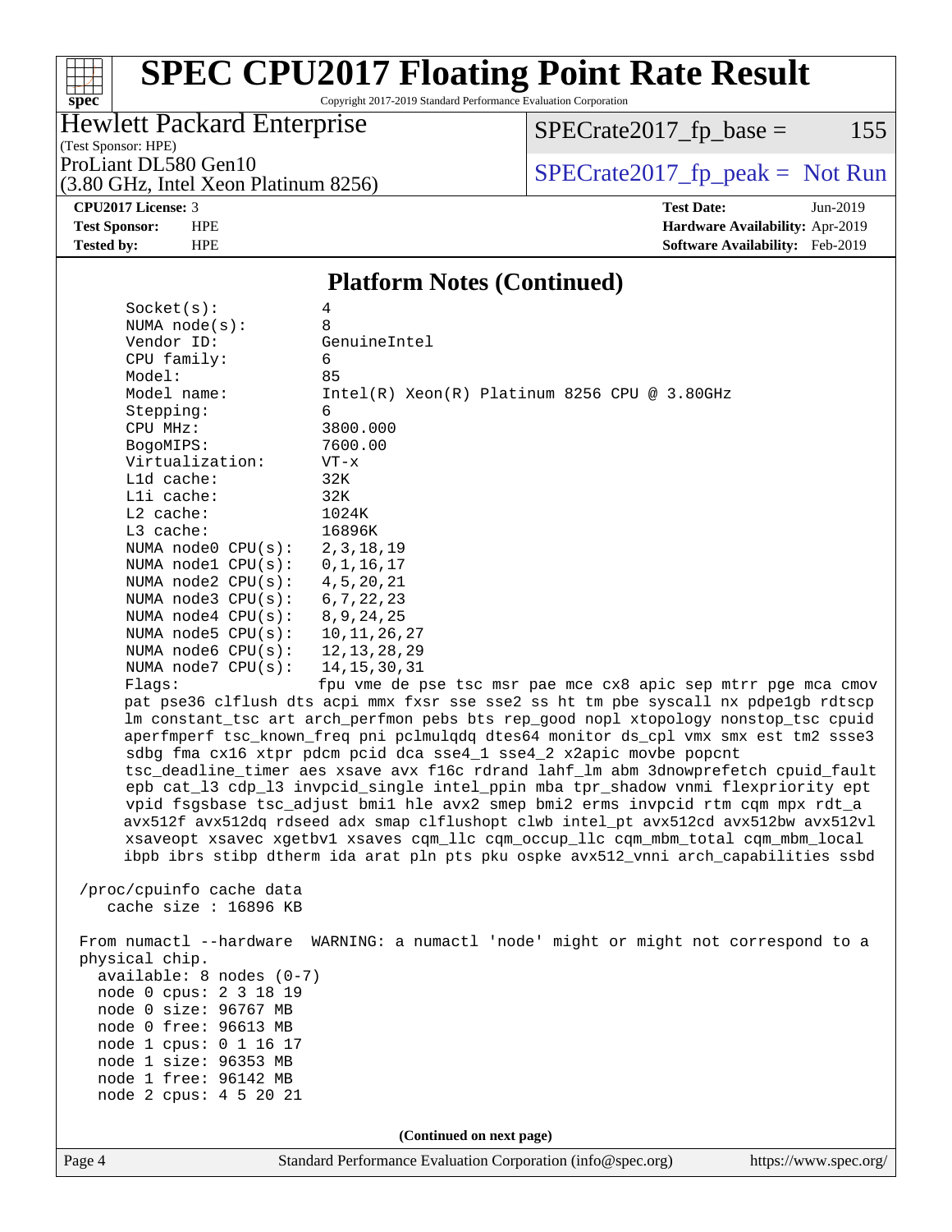## Platform Notes (Continued)

```
Socket(s):              4
NUMA node(s):           8
Vendor ID:              GenuineIntel
CPU family:             6
Model:                  85
Model name:             Intel(R) Xeon(R) Platinum 8256 CPU @ 3.80GHz
Stepping:               6
CPU MHz:                3800.000
BogoMIPS:               7600.00
Virtualization:         VT-x
L1d cache:              32K
L1i cache:              32K
L2 cache:               1024K
L3 cache:               16896K
NUMA node0 CPU(s):      2,3,18,19
NUMA node1 CPU(s):      0,1,16,17
NUMA node2 CPU(s):      4,5,20,21
NUMA node3 CPU(s):      6,7,22,23
NUMA node4 CPU(s):      8,9,24,25
NUMA node5 CPU(s):      10,11,26,27
NUMA node6 CPU(s):      12,13,28,29
NUMA node7 CPU(s):      14,15,30,31
Flags:                  fpu vme de pse tsc msr pae mce cx8 apic sep mtrr pge mca cmov
  pat pse36 clflush dts acpi mmx fxsr sse sse2 ss ht tm pbe syscall nx pdpe1gb rdtscp
  lm constant_tsc art arch_perfmon pebs bts rep_good nopl xtopology nonstop_tsc cpuid
  aperfmperf tsc_known_freq pni pclmulqdq dtes64 monitor ds_cpl vmx smx est tm2 ssse3
  sdbg fma cx16 xtpr pdcm pcid dca sse4_1 sse4_2 x2apic movbe popcnt
  tsc_deadline_timer aes xsave avx f16c rdrand lahf_lm abm 3dnowprefetch cpuid_fault
  epb cat_l3 cdp_l3 invpcid_single intel_ppin mba tpr_shadow vnmi flexpriority ept
  vpid fsgsbase tsc_adjust bmi1 hle avx2 smep bmi2 erms invpcid rtm cqm mpx rdt_a
  avx512f avx512dq rdseed adx smap clflushopt clwb intel_pt avx512cd avx512bw avx512vl
  xsaveopt xsavec xgetbv1 xsaves cqm_llc cqm_occup_llc cqm_mbm_total cqm_mbm_local
  ibpb ibrs stibp dtherm ida arat pln pts pku ospke avx512_vnni arch_capabilities ssbd

/proc/cpuinfo cache data
   cache size : 16896 KB

From numactl --hardware  WARNING: a numactl 'node' might or might not correspond to a
physical chip.
  available: 8 nodes (0-7)
  node 0 cpus: 2 3 18 19
  node 0 size: 96767 MB
  node 0 free: 96613 MB
  node 1 cpus: 0 1 16 17
  node 1 size: 96353 MB
  node 1 free: 96142 MB
  node 2 cpus: 4 5 20 21
```

(Continued on next page)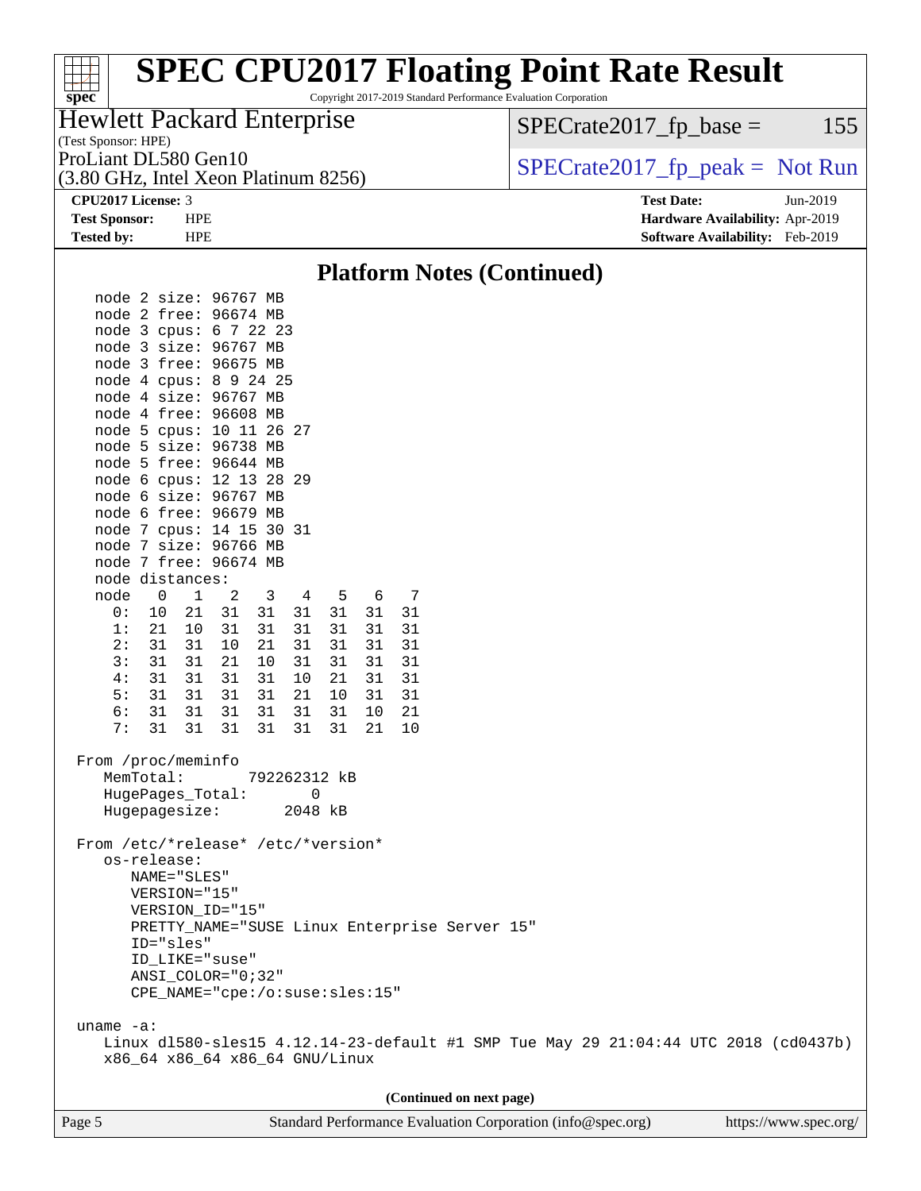# SPEC CPU2017 Floating Point Rate Result

Copyright 2017-2019 Standard Performance Evaluation Corporation

**Hewlett Packard Enterprise**
(Test Sponsor: HPE)
ProLiant DL580 Gen10
(3.80 GHz, Intel Xeon Platinum 8256)

SPECrate2017_fp_base = 155
SPECrate2017_fp_peak = Not Run

**CPU2017 License:** 3
**Test Sponsor:** HPE
**Tested by:** HPE

**Test Date:** Jun-2019
**Hardware Availability:** Apr-2019
**Software Availability:** Feb-2019

## Platform Notes (Continued)

```
    node 2 size: 96767 MB
    node 2 free: 96674 MB
    node 3 cpus: 6 7 22 23
    node 3 size: 96767 MB
    node 3 free: 96675 MB
    node 4 cpus: 8 9 24 25
    node 4 size: 96767 MB
    node 4 free: 96608 MB
    node 5 cpus: 10 11 26 27
    node 5 size: 96738 MB
    node 5 free: 96644 MB
    node 6 cpus: 12 13 28 29
    node 6 size: 96767 MB
    node 6 free: 96679 MB
    node 7 cpus: 14 15 30 31
    node 7 size: 96766 MB
    node 7 free: 96674 MB
    node distances:
    node   0   1   2   3   4   5   6   7
      0:  10  21  31  31  31  31  31  31
      1:  21  10  31  31  31  31  31  31
      2:  31  31  10  21  31  31  31  31
      3:  31  31  21  10  31  31  31  31
      4:  31  31  31  31  10  21  31  31
      5:  31  31  31  31  21  10  31  31
      6:  31  31  31  31  31  31  10  21
      7:  31  31  31  31  31  31  21  10

 From /proc/meminfo
    MemTotal:       792262312 kB
    HugePages_Total:       0
    Hugepagesize:       2048 kB

 From /etc/*release* /etc/*version*
    os-release:
       NAME="SLES"
       VERSION="15"
       VERSION_ID="15"
       PRETTY_NAME="SUSE Linux Enterprise Server 15"
       ID="sles"
       ID_LIKE="suse"
       ANSI_COLOR="0;32"
       CPE_NAME="cpe:/o:suse:sles:15"

 uname -a:
    Linux dl580-sles15 4.12.14-23-default #1 SMP Tue May 29 21:04:44 UTC 2018 (cd0437b)
    x86_64 x86_64 x86_64 GNU/Linux
```

**(Continued on next page)**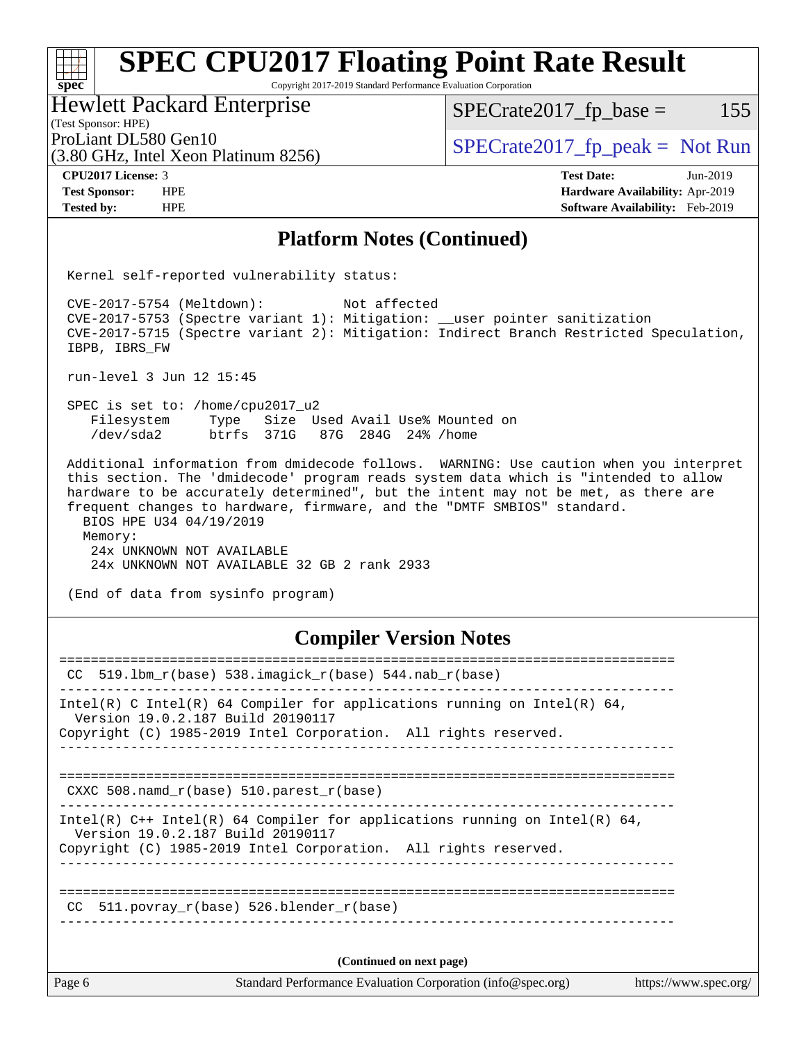## Platform Notes (Continued)

```
Kernel self-reported vulnerability status:

CVE-2017-5754 (Meltdown):          Not affected
CVE-2017-5753 (Spectre variant 1): Mitigation: __user pointer sanitization
CVE-2017-5715 (Spectre variant 2): Mitigation: Indirect Branch Restricted Speculation,
IBPB, IBRS_FW

run-level 3 Jun 12 15:45

SPEC is set to: /home/cpu2017_u2
   Filesystem     Type   Size  Used Avail Use% Mounted on
   /dev/sda2      btrfs  371G   87G  284G  24% /home

Additional information from dmidecode follows.  WARNING: Use caution when you interpret
this section. The 'dmidecode' program reads system data which is "intended to allow
hardware to be accurately determined", but the intent may not be met, as there are
frequent changes to hardware, firmware, and the "DMTF SMBIOS" standard.
  BIOS HPE U34 04/19/2019
  Memory:
   24x UNKNOWN NOT AVAILABLE
   24x UNKNOWN NOT AVAILABLE 32 GB 2 rank 2933

(End of data from sysinfo program)
```

## Compiler Version Notes

```
==============================================================================
 CC  519.lbm_r(base) 538.imagick_r(base) 544.nab_r(base)
------------------------------------------------------------------------------
Intel(R) C Intel(R) 64 Compiler for applications running on Intel(R) 64,
  Version 19.0.2.187 Build 20190117
Copyright (C) 1985-2019 Intel Corporation.  All rights reserved.
------------------------------------------------------------------------------

==============================================================================
 CXXC 508.namd_r(base) 510.parest_r(base)
------------------------------------------------------------------------------
Intel(R) C++ Intel(R) 64 Compiler for applications running on Intel(R) 64,
  Version 19.0.2.187 Build 20190117
Copyright (C) 1985-2019 Intel Corporation.  All rights reserved.
------------------------------------------------------------------------------

==============================================================================
 CC  511.povray_r(base) 526.blender_r(base)
------------------------------------------------------------------------------
```

(Continued on next page)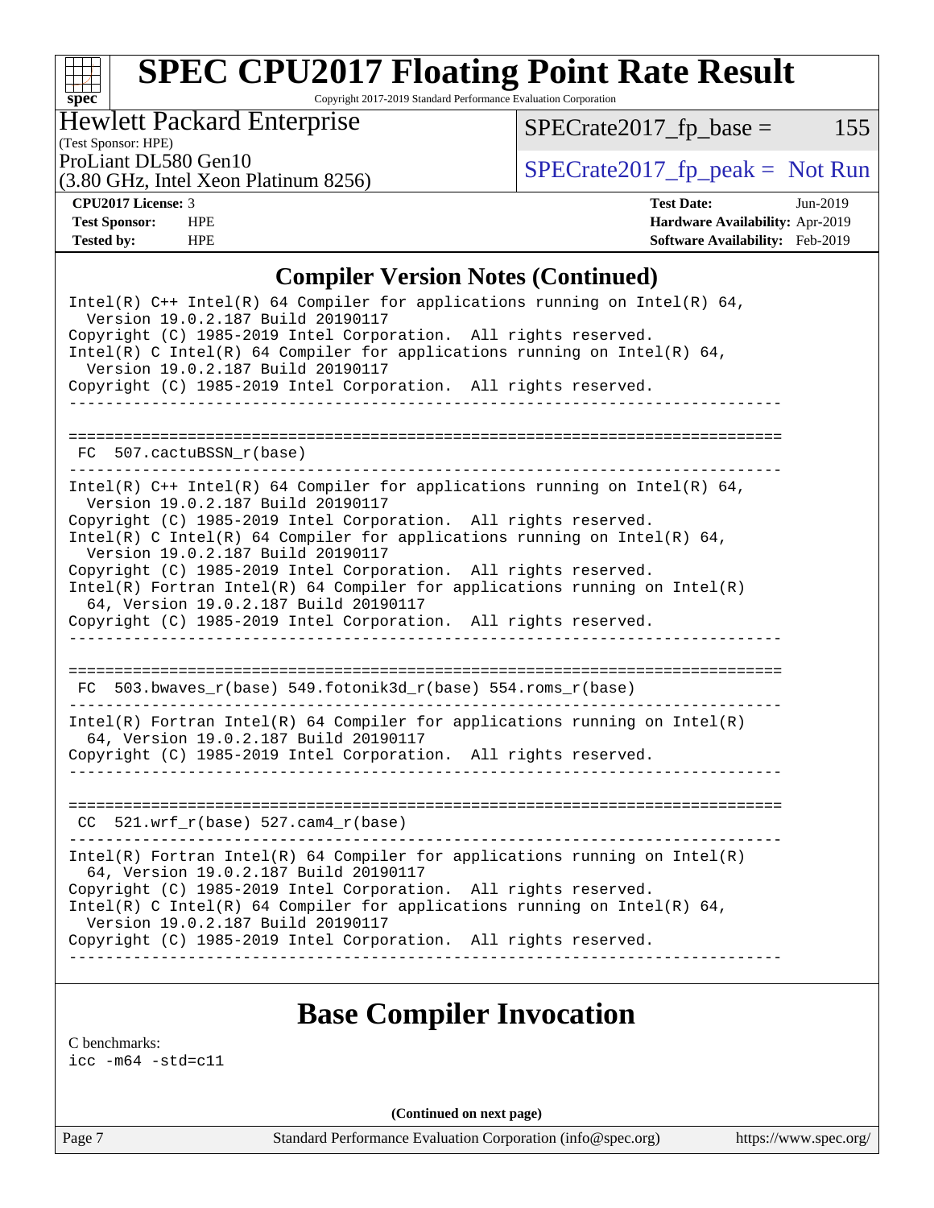## Compiler Version Notes (Continued)

```
Intel(R) C++ Intel(R) 64 Compiler for applications running on Intel(R) 64,
  Version 19.0.2.187 Build 20190117
Copyright (C) 1985-2019 Intel Corporation.  All rights reserved.
Intel(R) C Intel(R) 64 Compiler for applications running on Intel(R) 64,
  Version 19.0.2.187 Build 20190117
Copyright (C) 1985-2019 Intel Corporation.  All rights reserved.
------------------------------------------------------------------------------

==============================================================================
 FC  507.cactuBSSN_r(base)
------------------------------------------------------------------------------
Intel(R) C++ Intel(R) 64 Compiler for applications running on Intel(R) 64,
  Version 19.0.2.187 Build 20190117
Copyright (C) 1985-2019 Intel Corporation.  All rights reserved.
Intel(R) C Intel(R) 64 Compiler for applications running on Intel(R) 64,
  Version 19.0.2.187 Build 20190117
Copyright (C) 1985-2019 Intel Corporation.  All rights reserved.
Intel(R) Fortran Intel(R) 64 Compiler for applications running on Intel(R)
  64, Version 19.0.2.187 Build 20190117
Copyright (C) 1985-2019 Intel Corporation.  All rights reserved.
------------------------------------------------------------------------------

==============================================================================
 FC  503.bwaves_r(base) 549.fotonik3d_r(base) 554.roms_r(base)
------------------------------------------------------------------------------
Intel(R) Fortran Intel(R) 64 Compiler for applications running on Intel(R)
  64, Version 19.0.2.187 Build 20190117
Copyright (C) 1985-2019 Intel Corporation.  All rights reserved.
------------------------------------------------------------------------------

==============================================================================
 CC  521.wrf_r(base) 527.cam4_r(base)
------------------------------------------------------------------------------
Intel(R) Fortran Intel(R) 64 Compiler for applications running on Intel(R)
  64, Version 19.0.2.187 Build 20190117
Copyright (C) 1985-2019 Intel Corporation.  All rights reserved.
Intel(R) C Intel(R) 64 Compiler for applications running on Intel(R) 64,
  Version 19.0.2.187 Build 20190117
Copyright (C) 1985-2019 Intel Corporation.  All rights reserved.
------------------------------------------------------------------------------
```

## Base Compiler Invocation

C benchmarks:
icc -m64 -std=c11

(Continued on next page)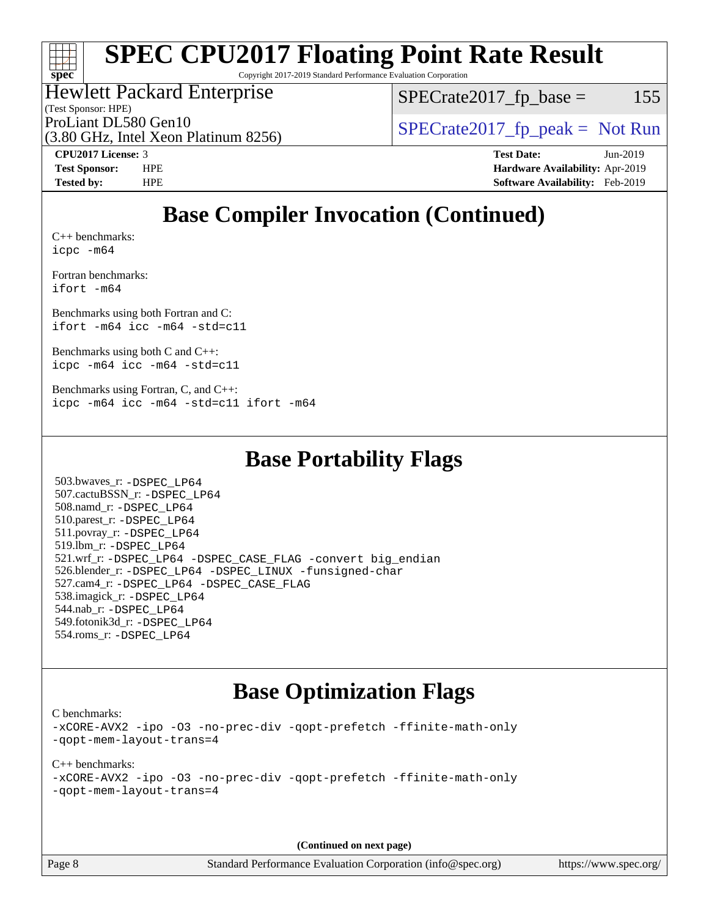# Base Compiler Invocation (Continued)

C++ benchmarks:
`icpc -m64`

Fortran benchmarks:
`ifort -m64`

Benchmarks using both Fortran and C:
`ifort -m64 icc -m64 -std=c11`

Benchmarks using both C and C++:
`icpc -m64 icc -m64 -std=c11`

Benchmarks using Fortran, C, and C++:
`icpc -m64 icc -m64 -std=c11 ifort -m64`

# Base Portability Flags

503.bwaves_r: `-DSPEC_LP64`
507.cactuBSSN_r: `-DSPEC_LP64`
508.namd_r: `-DSPEC_LP64`
510.parest_r: `-DSPEC_LP64`
511.povray_r: `-DSPEC_LP64`
519.lbm_r: `-DSPEC_LP64`
521.wrf_r: `-DSPEC_LP64 -DSPEC_CASE_FLAG -convert big_endian`
526.blender_r: `-DSPEC_LP64 -DSPEC_LINUX -funsigned-char`
527.cam4_r: `-DSPEC_LP64 -DSPEC_CASE_FLAG`
538.imagick_r: `-DSPEC_LP64`
544.nab_r: `-DSPEC_LP64`
549.fotonik3d_r: `-DSPEC_LP64`
554.roms_r: `-DSPEC_LP64`

# Base Optimization Flags

C benchmarks:
`-xCORE-AVX2 -ipo -O3 -no-prec-div -qopt-prefetch -ffinite-math-only -qopt-mem-layout-trans=4`

C++ benchmarks:
`-xCORE-AVX2 -ipo -O3 -no-prec-div -qopt-prefetch -ffinite-math-only -qopt-mem-layout-trans=4`

**(Continued on next page)**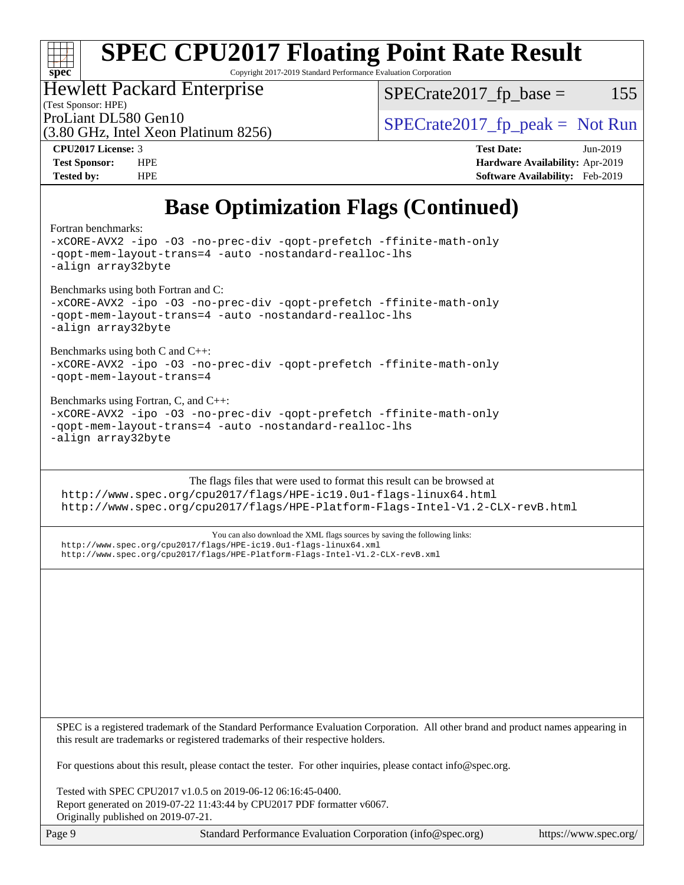## Base Optimization Flags (Continued)

Fortran benchmarks:

```
-xCORE-AVX2 -ipo -O3 -no-prec-div -qopt-prefetch -ffinite-math-only
-qopt-mem-layout-trans=4 -auto -nostandard-realloc-lhs
-align array32byte
```

Benchmarks using both Fortran and C:

```
-xCORE-AVX2 -ipo -O3 -no-prec-div -qopt-prefetch -ffinite-math-only
-qopt-mem-layout-trans=4 -auto -nostandard-realloc-lhs
-align array32byte
```

Benchmarks using both C and C++:

```
-xCORE-AVX2 -ipo -O3 -no-prec-div -qopt-prefetch -ffinite-math-only
-qopt-mem-layout-trans=4
```

Benchmarks using Fortran, C, and C++:

```
-xCORE-AVX2 -ipo -O3 -no-prec-div -qopt-prefetch -ffinite-math-only
-qopt-mem-layout-trans=4 -auto -nostandard-realloc-lhs
-align array32byte
```

The flags files that were used to format this result can be browsed at

http://www.spec.org/cpu2017/flags/HPE-ic19.0u1-flags-linux64.html
http://www.spec.org/cpu2017/flags/HPE-Platform-Flags-Intel-V1.2-CLX-revB.html

You can also download the XML flags sources by saving the following links:

http://www.spec.org/cpu2017/flags/HPE-ic19.0u1-flags-linux64.xml
http://www.spec.org/cpu2017/flags/HPE-Platform-Flags-Intel-V1.2-CLX-revB.xml

SPEC is a registered trademark of the Standard Performance Evaluation Corporation. All other brand and product names appearing in this result are trademarks or registered trademarks of their respective holders.

For questions about this result, please contact the tester. For other inquiries, please contact info@spec.org.

Tested with SPEC CPU2017 v1.0.5 on 2019-06-12 06:16:45-0400.
Report generated on 2019-07-22 11:43:44 by CPU2017 PDF formatter v6067.
Originally published on 2019-07-21.